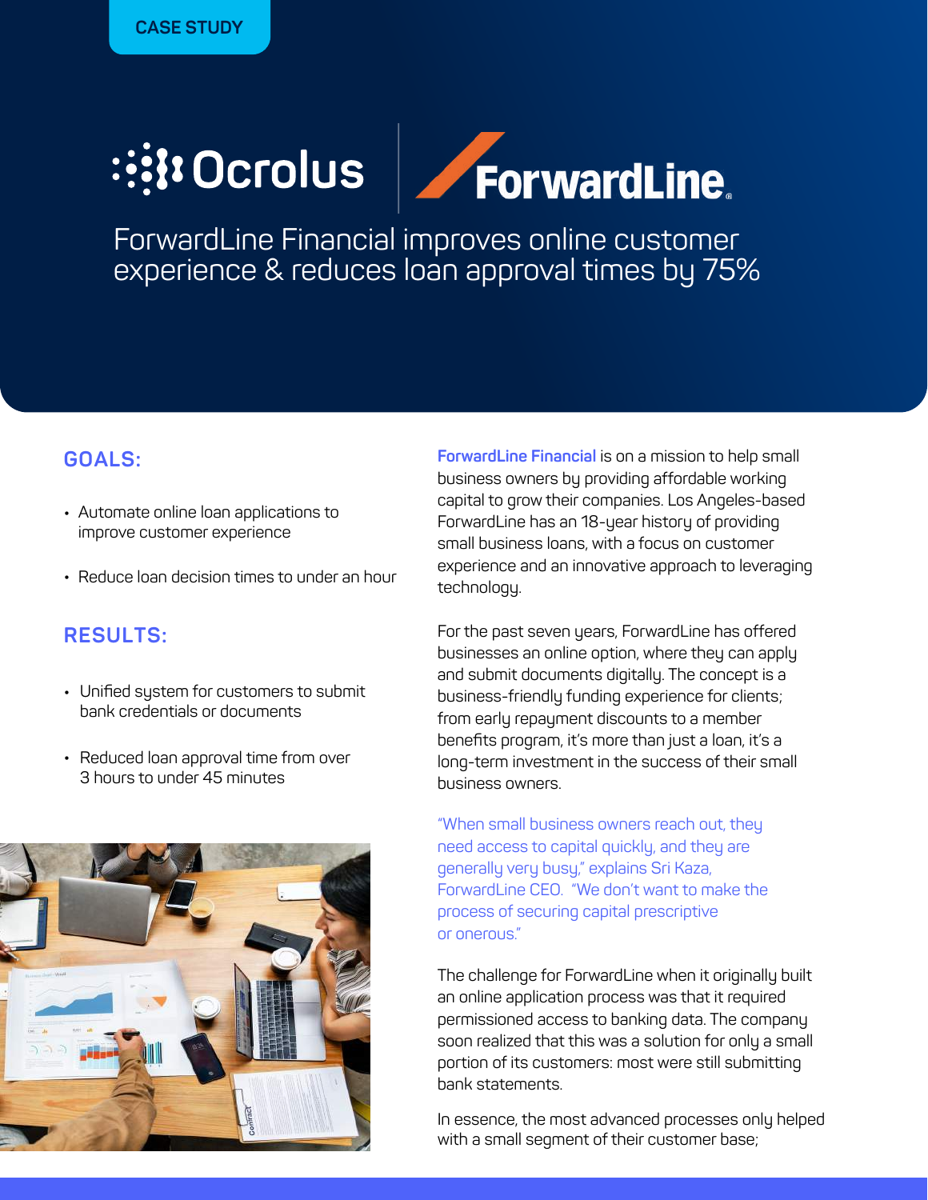CASE STUDY

Ocrolus | ForwardLine

# ForwardLine Financial improves online customer experience & reduces loan approval times by 75%

## GOALS:

- Automate online loan applications to improve customer experience
- Reduce loan decision times to under an hour

## RESULTS:

- Unified system for customers to submit bank credentials or documents
- Reduced loan approval time from over 3 hours to under 45 minutes

**ForwardLine Financial** is on a mission to help small business owners by providing affordable working capital to grow their companies. Los Angeles-based ForwardLine has an 18-year history of providing small business loans, with a focus on customer experience and an innovative approach to leveraging technology.

For the past seven years, ForwardLine has offered businesses an online option, where they can apply and submit documents digitally. The concept is a business-friendly funding experience for clients; from early repayment discounts to a member benefits program, it's more than just a loan, it's a long-term investment in the success of their small business owners.

"When small business owners reach out, they need access to capital quickly, and they are generally very busy," explains Sri Kaza, ForwardLine CEO. "We don't want to make the process of securing capital prescriptive or onerous."

The challenge for ForwardLine when it originally built an online application process was that it required permissioned access to banking data. The company soon realized that this was a solution for only a small portion of its customers: most were still submitting bank statements.

In essence, the most advanced processes only helped with a small segment of their customer base;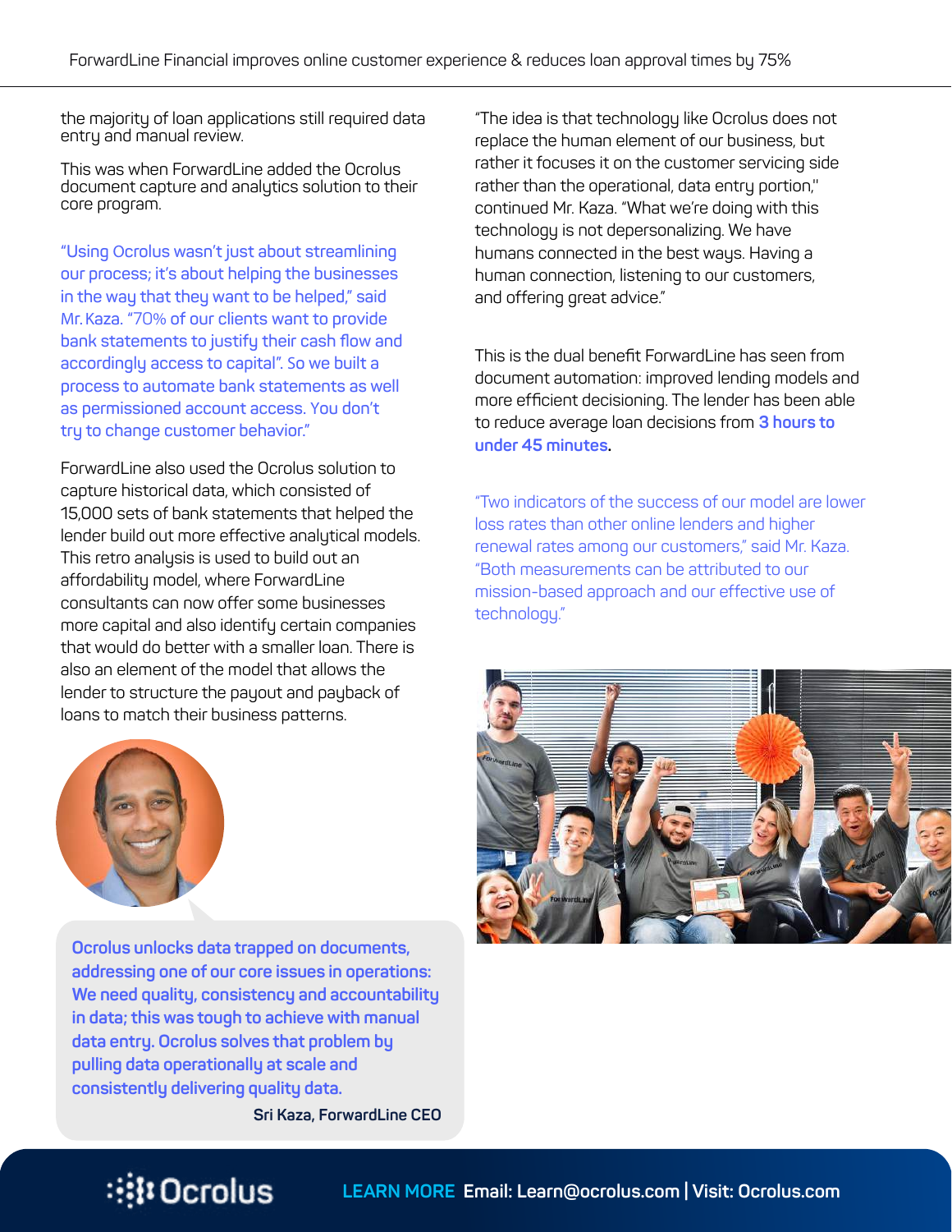the majority of loan applications still required data entry and manual review.

This was when ForwardLine added the Ocrolus document capture and analytics solution to their core program.

"Using Ocrolus wasn't just about streamlining our process; it's about helping the businesses in the way that they want to be helped," said Mr. Kaza. "70% of our clients want to provide bank statements to justify their cash flow and accordingly access to capital". So we built a process to automate bank statements as well as permissioned account access. You don't try to change customer behavior."

ForwardLine also used the Ocrolus solution to capture historical data, which consisted of 15,000 sets of bank statements that helped the lender build out more effective analytical models. This retro analysis is used to build out an affordability model, where ForwardLine consultants can now offer some businesses more capital and also identify certain companies that would do better with a smaller loan. There is also an element of the model that allows the lender to structure the payout and payback of loans to match their business patterns.

**Ocrolus unlocks data trapped on documents, addressing one of our core issues in operations: We need quality, consistency and accountability in data; this was tough to achieve with manual data entry. Ocrolus solves that problem by pulling data operationally at scale and consistently delivering quality data.**

**Sri Kaza, ForwardLine CEO**

"The idea is that technology like Ocrolus does not replace the human element of our business, but rather it focuses it on the customer servicing side rather than the operational, data entry portion," continued Mr. Kaza. "What we're doing with this technology is not depersonalizing. We have humans connected in the best ways. Having a human connection, listening to our customers, and offering great advice."

This is the dual benefit ForwardLine has seen from document automation: improved lending models and more efficient decisioning. The lender has been able to reduce average loan decisions from **3 hours to under 45 minutes.**

"Two indicators of the success of our model are lower loss rates than other online lenders and higher renewal rates among our customers," said Mr. Kaza. "Both measurements can be attributed to our mission-based approach and our effective use of technology."

Ocrolus

**LEARN MORE Email: Learn@ocrolus.com | Visit: Ocrolus.com**